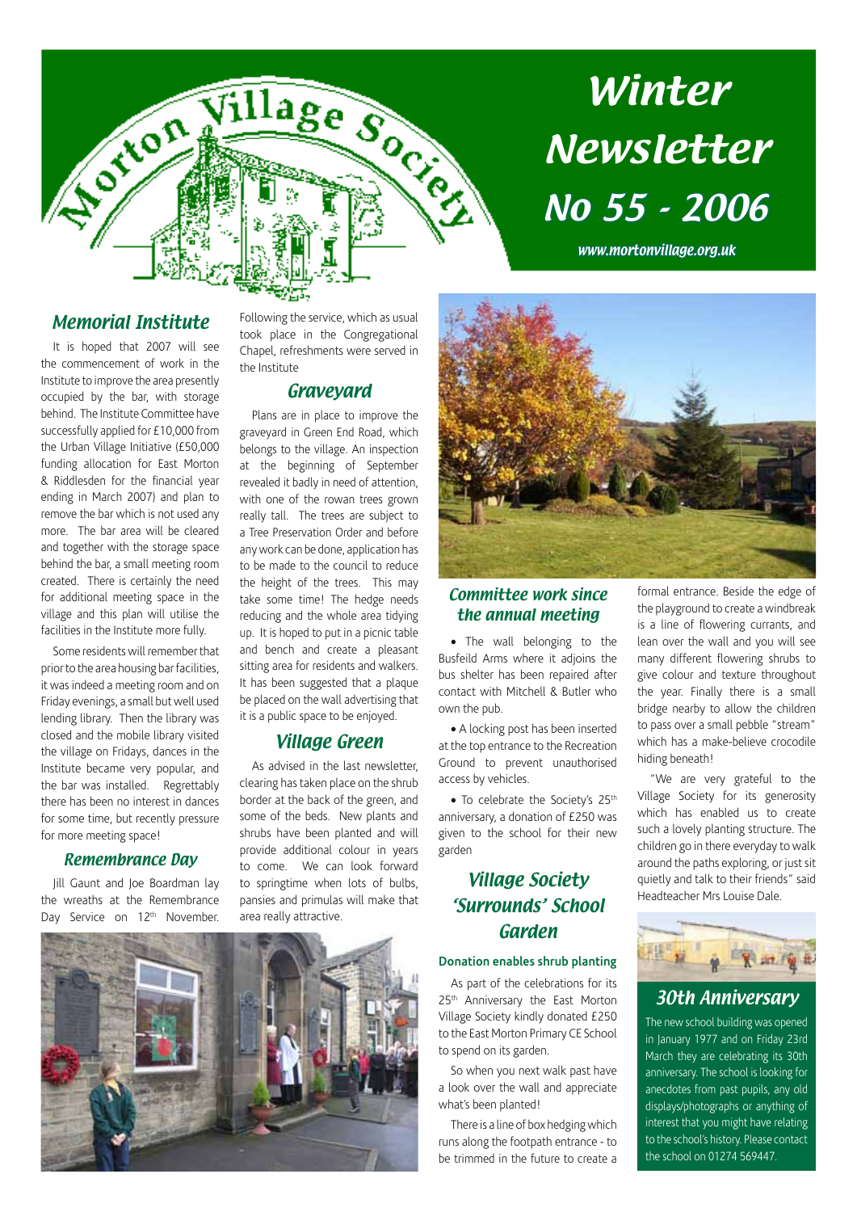# Winter Newsletter No 55 - 2006

www.mortonvillage.org.uk

Morton Village Society

## Memorial Institute

It is hoped that 2007 will see the commencement of work in the Institute to improve the area presently occupied by the bar, with storage behind. The Institute Committee have successfully applied for £10,000 from the Urban Village Initiative (£50,000 funding allocation for East Morton & Riddlesden for the financial year ending in March 2007) and plan to remove the bar which is not used any more. The bar area will be cleared and together with the storage space behind the bar, a small meeting room created. There is certainly the need for additional meeting space in the village and this plan will utilise the facilities in the Institute more fully.

Some residents will remember that prior to the area housing bar facilities, it was indeed a meeting room and on Friday evenings, a small but well used lending library. Then the library was closed and the mobile library visited the village on Fridays, dances in the Institute became very popular, and the bar was installed. Regrettably there has been no interest in dances for some time, but recently pressure for more meeting space!

## Remembrance Day

Jill Gaunt and Joe Boardman lay the wreaths at the Remembrance Day Service on 12th November. Following the service, which as usual took place in the Congregational Chapel, refreshments were served in the Institute

## Graveyard

Plans are in place to improve the graveyard in Green End Road, which belongs to the village. An inspection at the beginning of September revealed it badly in need of attention, with one of the rowan trees grown really tall. The trees are subject to a Tree Preservation Order and before any work can be done, application has to be made to the council to reduce the height of the trees. This may take some time! The hedge needs reducing and the whole area tidying up. It is hoped to put in a picnic table and bench and create a pleasant sitting area for residents and walkers. It has been suggested that a plaque be placed on the wall advertising that it is a public space to be enjoyed.

## Village Green

As advised in the last newsletter, clearing has taken place on the shrub border at the back of the green, and some of the beds. New plants and shrubs have been planted and will provide additional colour in years to come. We can look forward to springtime when lots of bulbs, pansies and primulas will make that area really attractive.

## Committee work since the annual meeting

- The wall belonging to the Busfeild Arms where it adjoins the bus shelter has been repaired after contact with Mitchell & Butler who own the pub.
- A locking post has been inserted at the top entrance to the Recreation Ground to prevent unauthorised access by vehicles.
- To celebrate the Society's 25th anniversary, a donation of £250 was given to the school for their new garden

## Village Society 'Surrounds' School Garden

**Donation enables shrub planting**

As part of the celebrations for its 25th Anniversary the East Morton Village Society kindly donated £250 to the East Morton Primary CE School to spend on its garden.

So when you next walk past have a look over the wall and appreciate what's been planted!

There is a line of box hedging which runs along the footpath entrance - to be trimmed in the future to create a formal entrance. Beside the edge of the playground to create a windbreak is a line of flowering currants, and lean over the wall and you will see many different flowering shrubs to give colour and texture throughout the year. Finally there is a small bridge nearby to allow the children to pass over a small pebble "stream" which has a make-believe crocodile hiding beneath!

"We are very grateful to the Village Society for its generosity which has enabled us to create such a lovely planting structure. The children go in there everyday to walk around the paths exploring, or just sit quietly and talk to their friends" said Headteacher Mrs Louise Dale.

## 30th Anniversary

The new school building was opened in January 1977 and on Friday 23rd March they are celebrating its 30th anniversary. The school is looking for anecdotes from past pupils, any old displays/photographs or anything of interest that you might have relating to the school's history. Please contact the school on 01274 569447.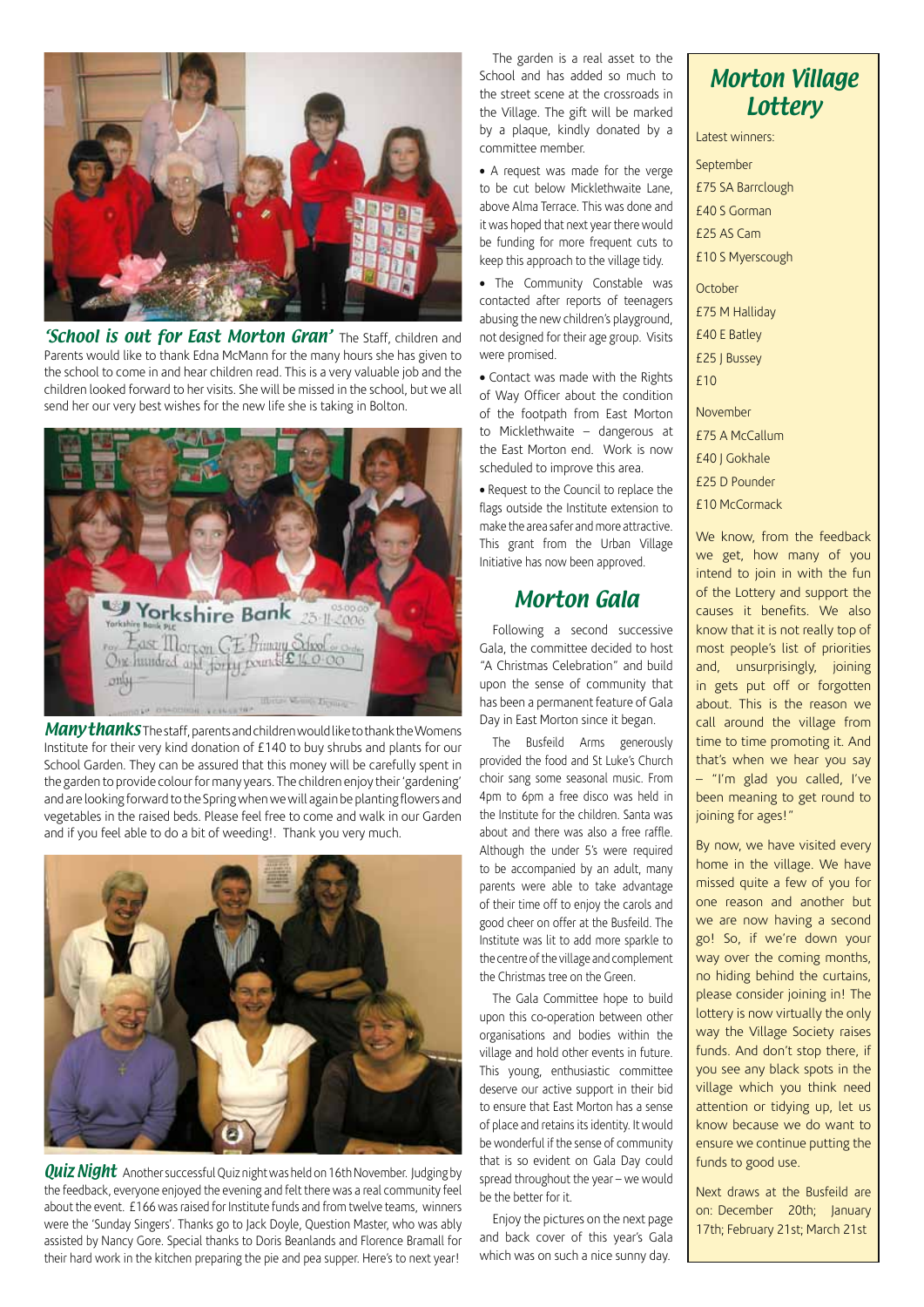***'School is out for East Morton Gran'*** The Staff, children and Parents would like to thank Edna McMann for the many hours she has given to the school to come in and hear children read. This is a very valuable job and the children looked forward to her visits. She will be missed in the school, but we all send her our very best wishes for the new life she is taking in Bolton.

***Many thanks*** The staff, parents and children would like to thank the Womens Institute for their very kind donation of £140 to buy shrubs and plants for our School Garden. They can be assured that this money will be carefully spent in the garden to provide colour for many years. The children enjoy their 'gardening' and are looking forward to the Spring when we will again be planting flowers and vegetables in the raised beds. Please feel free to come and walk in our Garden and if you feel able to do a bit of weeding!. Thank you very much.

***Quiz Night*** Another successful Quiz night was held on 16th November. Judging by the feedback, everyone enjoyed the evening and felt there was a real community feel about the event. £166 was raised for Institute funds and from twelve teams, winners were the 'Sunday Singers'. Thanks go to Jack Doyle, Question Master, who was ably assisted by Nancy Gore. Special thanks to Doris Beanlands and Florence Bramall for their hard work in the kitchen preparing the pie and pea supper. Here's to next year!

The garden is a real asset to the School and has added so much to the street scene at the crossroads in the Village. The gift will be marked by a plaque, kindly donated by a committee member.

- A request was made for the verge to be cut below Micklethwaite Lane, above Alma Terrace. This was done and it was hoped that next year there would be funding for more frequent cuts to keep this approach to the village tidy.
- The Community Constable was contacted after reports of teenagers abusing the new children's playground, not designed for their age group. Visits were promised.
- Contact was made with the Rights of Way Officer about the condition of the footpath from East Morton to Micklethwaite – dangerous at the East Morton end. Work is now scheduled to improve this area.
- Request to the Council to replace the flags outside the Institute extension to make the area safer and more attractive. This grant from the Urban Village Initiative has now been approved.

## Morton Gala

Following a second successive Gala, the committee decided to host "A Christmas Celebration" and build upon the sense of community that has been a permanent feature of Gala Day in East Morton since it began.

The Busfeild Arms generously provided the food and St Luke's Church choir sang some seasonal music. From 4pm to 6pm a free disco was held in the Institute for the children. Santa was about and there was also a free raffle. Although the under 5's were required to be accompanied by an adult, many parents were able to take advantage of their time off to enjoy the carols and good cheer on offer at the Busfeild. The Institute was lit to add more sparkle to the centre of the village and complement the Christmas tree on the Green.

The Gala Committee hope to build upon this co-operation between other organisations and bodies within the village and hold other events in future. This young, enthusiastic committee deserve our active support in their bid to ensure that East Morton has a sense of place and retains its identity. It would be wonderful if the sense of community that is so evident on Gala Day could spread throughout the year – we would be the better for it.

Enjoy the pictures on the next page and back cover of this year's Gala which was on such a nice sunny day.

## Morton Village Lottery

Latest winners:

September
£75 SA Barrclough
£40 S Gorman
£25 AS Cam
£10 S Myerscough

October
£75 M Halliday
£40 E Batley
£25 J Bussey
£10

November
£75 A McCallum
£40 J Gokhale
£25 D Pounder
£10 McCormack

We know, from the feedback we get, how many of you intend to join in with the fun of the Lottery and support the causes it benefits. We also know that it is not really top of most people's list of priorities and, unsurprisingly, joining in gets put off or forgotten about. This is the reason we call around the village from time to time promoting it. And that's when we hear you say – "I'm glad you called, I've been meaning to get round to joining for ages!"

By now, we have visited every home in the village. We have missed quite a few of you for one reason and another but we are now having a second go! So, if we're down your way over the coming months, no hiding behind the curtains, please consider joining in! The lottery is now virtually the only way the Village Society raises funds. And don't stop there, if you see any black spots in the village which you think need attention or tidying up, let us know because we do want to ensure we continue putting the funds to good use.

Next draws at the Busfeild are on: December 20th; January 17th; February 21st; March 21st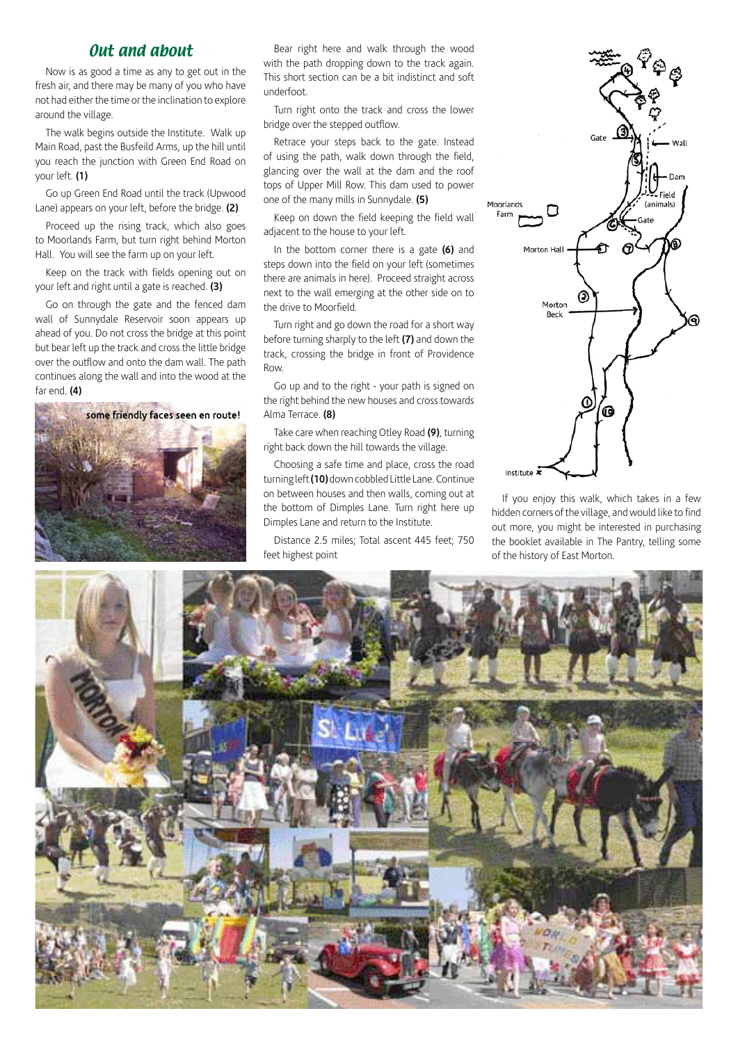## *Out and about*

Now is as good a time as any to get out in the fresh air, and there may be many of you who have not had either the time or the inclination to explore around the village.

The walk begins outside the Institute. Walk up Main Road, past the Busfeild Arms, up the hill until you reach the junction with Green End Road on your left. **(1)**

Go up Green End Road until the track (Upwood Lane) appears on your left, before the bridge. **(2)**

Proceed up the rising track, which also goes to Moorlands Farm, but turn right behind Morton Hall. You will see the farm up on your left.

Keep on the track with fields opening out on your left and right until a gate is reached. **(3)**

Go on through the gate and the fenced dam wall of Sunnydale Reservoir soon appears up ahead of you. Do not cross the bridge at this point but bear left up the track and cross the little bridge over the outflow and onto the dam wall. The path continues along the wall and into the wood at the far end. **(4)**

**some friendly faces seen en route!**

Bear right here and walk through the wood with the path dropping down to the track again. This short section can be a bit indistinct and soft underfoot.

Turn right onto the track and cross the lower bridge over the stepped outflow.

Retrace your steps back to the gate. Instead of using the path, walk down through the field, glancing over the wall at the dam and the roof tops of Upper Mill Row. This dam used to power one of the many mills in Sunnydale. **(5)**

Keep on down the field keeping the field wall adjacent to the house to your left.

In the bottom corner there is a gate **(6)** and steps down into the field on your left (sometimes there are animals in here). Proceed straight across next to the wall emerging at the other side on to the drive to Moorfield.

Turn right and go down the road for a short way before turning sharply to the left **(7)** and down the track, crossing the bridge in front of Providence Row.

Go up and to the right - your path is signed on the right behind the new houses and cross towards Alma Terrace. **(8)**

Take care when reaching Otley Road **(9)**, turning right back down the hill towards the village.

Choosing a safe time and place, cross the road turning left **(10)** down cobbled Little Lane. Continue on between houses and then walls, coming out at the bottom of Dimples Lane. Turn right here up Dimples Lane and return to the Institute.

Distance 2.5 miles; Total ascent 445 feet; 750 feet highest point

If you enjoy this walk, which takes in a few hidden corners of the village, and would like to find out more, you might be interested in purchasing the booklet available in The Pantry, telling some of the history of East Morton.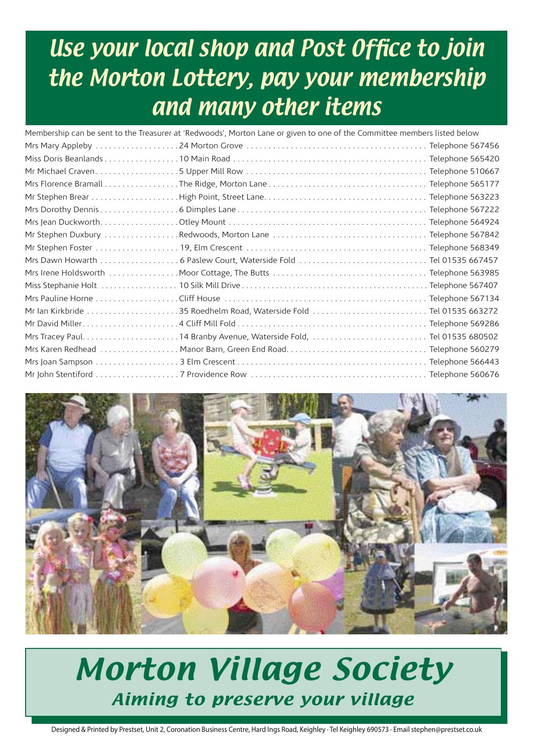# Use your local shop and Post Office to join the Morton Lottery, pay your membership and many other items

Membership can be sent to the Treasurer at 'Redwoods', Morton Lane or given to one of the Committee members listed below

| | | |
|---|---|---|
| Mrs Mary Appleby | 24 Morton Grove | Telephone 567456 |
| Miss Doris Beanlands | 10 Main Road | Telephone 565420 |
| Mr Michael Craven | 5 Upper Mill Row | Telephone 510667 |
| Mrs Florence Bramall | The Ridge, Morton Lane | Telephone 565177 |
| Mr Stephen Brear | High Point, Street Lane | Telephone 563223 |
| Mrs Dorothy Dennis | 6 Dimples Lane | Telephone 567222 |
| Mrs Jean Duckworth | Otley Mount | Telephone 564924 |
| Mr Stephen Duxbury | Redwoods, Morton Lane | Telephone 567842 |
| Mr Stephen Foster | 19, Elm Crescent | Telephone 568349 |
| Mrs Dawn Howarth | 6 Paslew Court, Waterside Fold | Tel 01535 667457 |
| Mrs Irene Holdsworth | Moor Cottage, The Butts | Telephone 563985 |
| Miss Stephanie Holt | 10 Silk Mill Drive | Telephone 567407 |
| Mrs Pauline Horne | Cliff House | Telephone 567134 |
| Mr Ian Kirkbride | 35 Roedhelm Road, Waterside Fold | Tel 01535 663272 |
| Mr David Miller | 4 Cliff Mill Fold | Telephone 569286 |
| Mrs Tracey Paul | 14 Branby Avenue, Waterside Fold, | Tel 01535 680502 |
| Mrs Karen Redhead | Manor Barn, Green End Road | Telephone 560279 |
| Mrs Joan Sampson | 3 Elm Crescent | Telephone 566443 |
| Mr John Stentiford | 7 Providence Row | Telephone 560676 |

# Morton Village Society

## Aiming to preserve your village

Designed & Printed by Prestset, Unit 2, Coronation Business Centre, Hard Ings Road, Keighley · Tel Keighley 690573 · Email stephen@prestset.co.uk